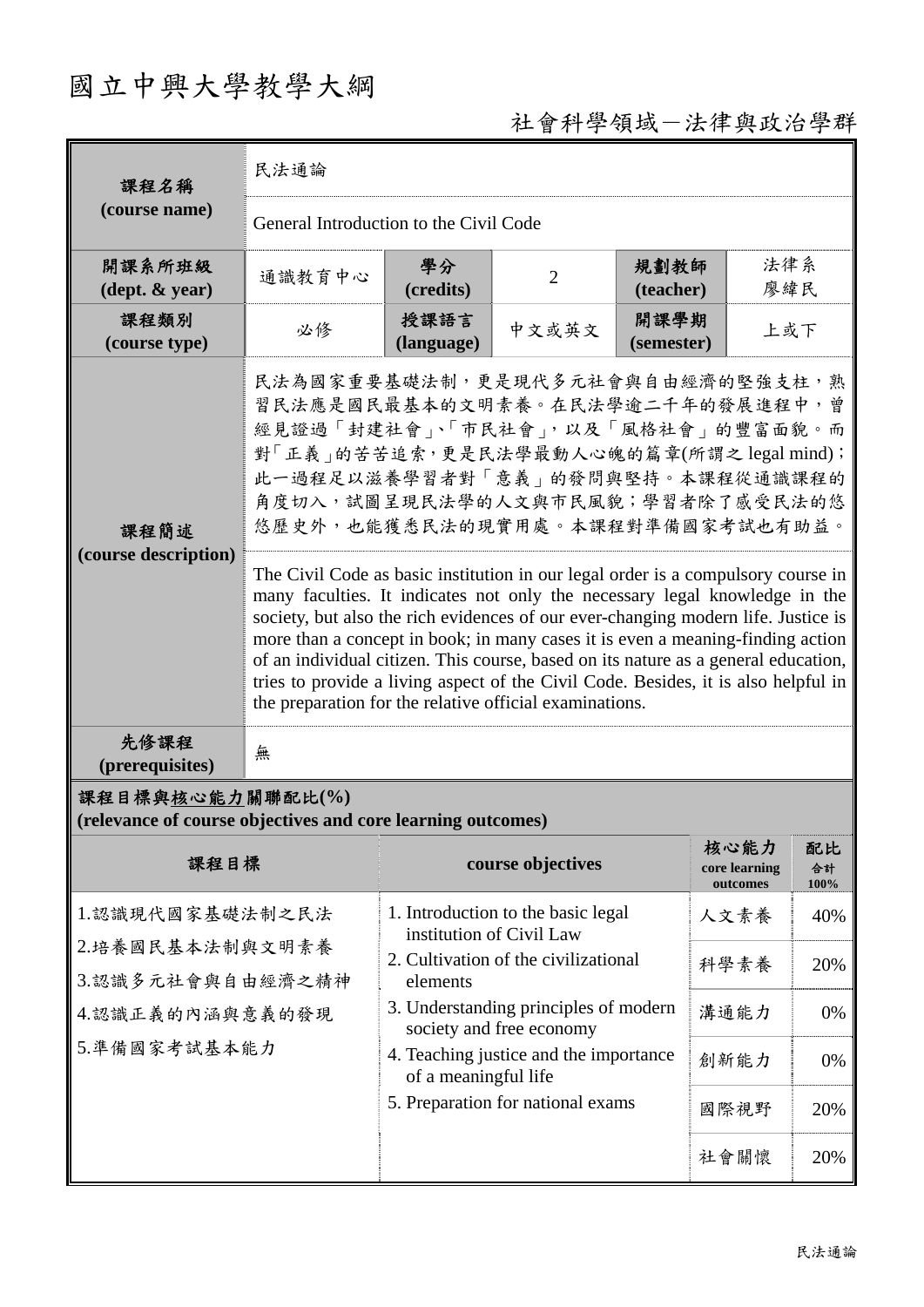# 國立中興大學教學大綱

社會科學領域－法律與政治學群

| 課程名稱 (course name) | 民法通論 | | | | |
|---|---|---|---|---|---|
| | General Introduction to the Civil Code | | | | |
| 開課系所班級 (dept. & year) | 通識教育中心 | 學分 (credits) | 2 | 規劃教師 (teacher) | 法律系 廖緯民 |
| 課程類別 (course type) | 必修 | 授課語言 (language) | 中文或英文 | 開課學期 (semester) | 上或下 |
| 課程簡述 (course description) | 民法為國家重要基礎法制，更是現代多元社會與自由經濟的堅強支柱，熟習民法應是國民最基本的文明素養。在民法學逾二千年的發展進程中，曾經見證過「封建社會」、「市民社會」，以及「風格社會」的豐富面貌。而對「正義」的苦苦追索，更是民法學最動人心魄的篇章(所謂之 legal mind)；此一過程足以滋養學習者對「意義」的發問與堅持。本課程從通識課程的角度切入，試圖呈現民法學的人文與市民風貌；學習者除了感受民法的悠悠歷史外，也能獲悉民法的現實用處。本課程對準備國家考試也有助益。 | | | | |
| | The Civil Code as basic institution in our legal order is a compulsory course in many faculties. It indicates not only the necessary legal knowledge in the society, but also the rich evidences of our ever-changing modern life. Justice is more than a concept in book; in many cases it is even a meaning-finding action of an individual citizen. This course, based on its nature as a general education, tries to provide a living aspect of the Civil Code. Besides, it is also helpful in the preparation for the relative official examinations. | | | | |
| 先修課程 (prerequisites) | 無 | | | | |

**課程目標與核心能力關聯配比(%)**
**(relevance of course objectives and core learning outcomes)**

| 課程目標 | course objectives | 核心能力 core learning outcomes | 配比 合計 100% |
|---|---|---|---|
| 1.認識現代國家基礎法制之民法<br>2.培養國民基本法制與文明素養<br>3.認識多元社會與自由經濟之精神<br>4.認識正義的內涵與意義的發現<br>5.準備國家考試基本能力 | 1. Introduction to the basic legal institution of Civil Law<br>2. Cultivation of the civilizational elements<br>3. Understanding principles of modern society and free economy<br>4. Teaching justice and the importance of a meaningful life<br>5. Preparation for national exams | 人文素養 | 40% |
| | | 科學素養 | 20% |
| | | 溝通能力 | 0% |
| | | 創新能力 | 0% |
| | | 國際視野 | 20% |
| | | 社會關懷 | 20% |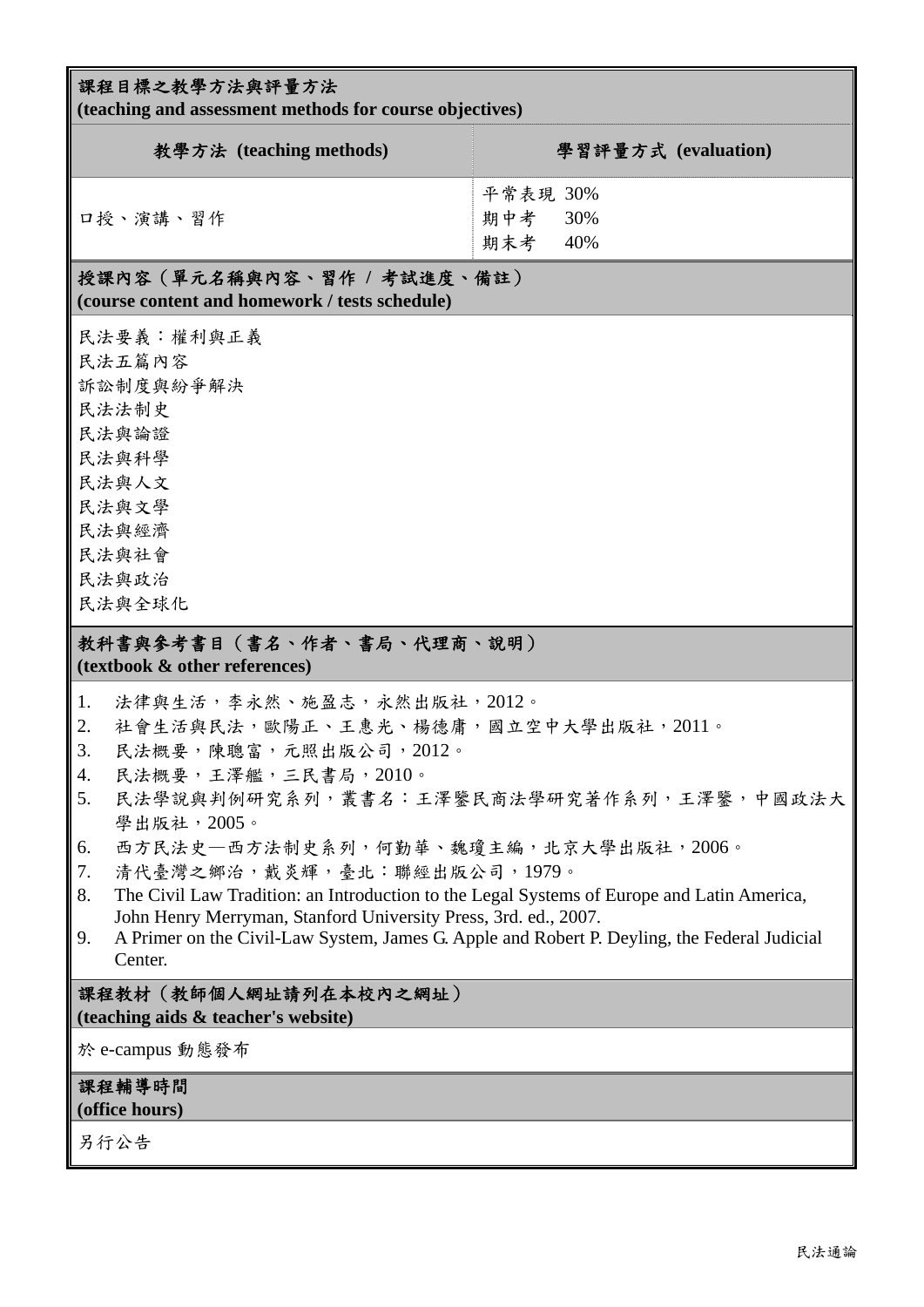## 課程目標之教學方法與評量方法
**(teaching and assessment methods for course objectives)**

| 教學方法 (teaching methods) | 學習評量方式 (evaluation) |
|---|---|
| 口授、演講、習作 | 平常表現 30%<br>期中考 30%<br>期末考 40% |

## 授課內容（單元名稱與內容、習作 / 考試進度、備註）
**(course content and homework / tests schedule)**

民法要義：權利與正義
民法五篇內容
訴訟制度與紛爭解決
民法法制史
民法與論證
民法與科學
民法與人文
民法與文學
民法與經濟
民法與社會
民法與政治
民法與全球化

## 教科書與參考書目（書名、作者、書局、代理商、說明）
**(textbook & other references)**

1. 法律與生活，李永然、施盈志，永然出版社，2012。
2. 社會生活與民法，歐陽正、王惠光、楊德庸，國立空中大學出版社，2011。
3. 民法概要，陳聰富，元照出版公司，2012。
4. 民法概要，王澤艦，三民書局，2010。
5. 民法學說與判例研究系列，叢書名：王澤鑒民商法學研究著作系列，王澤鑒，中國政法大學出版社，2005。
6. 西方民法史—西方法制史系列，何勤華、魏瓊主編，北京大學出版社，2006。
7. 清代臺灣之鄉治，戴炎輝，臺北：聯經出版公司，1979。
8. The Civil Law Tradition: an Introduction to the Legal Systems of Europe and Latin America, John Henry Merryman, Stanford University Press, 3rd. ed., 2007.
9. A Primer on the Civil-Law System, James G. Apple and Robert P. Deyling, the Federal Judicial Center.

## 課程教材（教師個人網址請列在本校內之網址）
**(teaching aids & teacher's website)**

於 e-campus 動態發布

## 課程輔導時間
**(office hours)**

另行公告